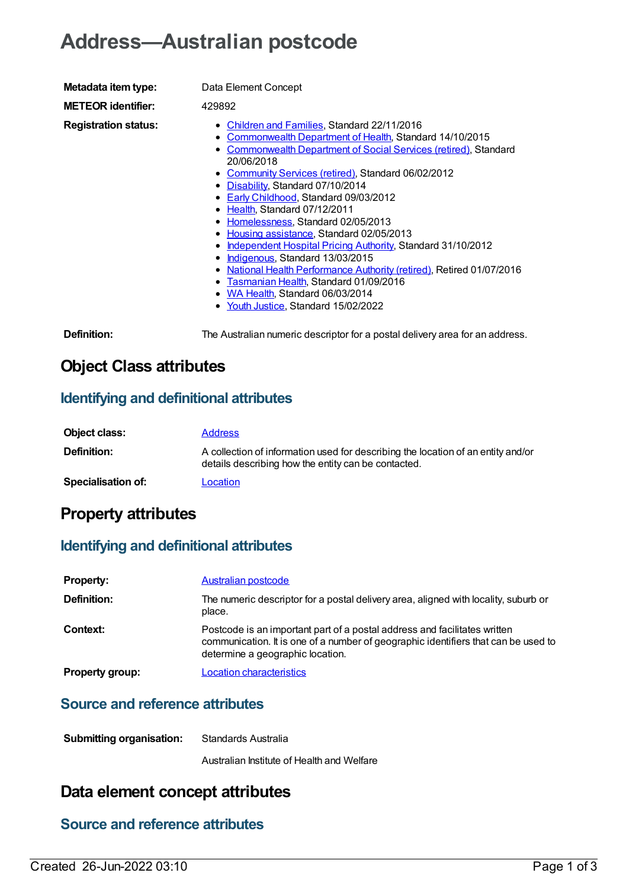# Address—Australian postcode

| | |
|---|---|
| **Metadata item type:** | Data Element Concept |
| **METEOR identifier:** | 429892 |
| **Registration status:** | • Children and Families, Standard 22/11/2016<br>• Commonwealth Department of Health, Standard 14/10/2015<br>• Commonwealth Department of Social Services (retired), Standard 20/06/2018<br>• Community Services (retired), Standard 06/02/2012<br>• Disability, Standard 07/10/2014<br>• Early Childhood, Standard 09/03/2012<br>• Health, Standard 07/12/2011<br>• Homelessness, Standard 02/05/2013<br>• Housing assistance, Standard 02/05/2013<br>• Independent Hospital Pricing Authority, Standard 31/10/2012<br>• Indigenous, Standard 13/03/2015<br>• National Health Performance Authority (retired), Retired 01/07/2016<br>• Tasmanian Health, Standard 01/09/2016<br>• WA Health, Standard 06/03/2014<br>• Youth Justice, Standard 15/02/2022 |
| **Definition:** | The Australian numeric descriptor for a postal delivery area for an address. |

## Object Class attributes

### Identifying and definitional attributes

| | |
|---|---|
| **Object class:** | Address |
| **Definition:** | A collection of information used for describing the location of an entity and/or details describing how the entity can be contacted. |
| **Specialisation of:** | Location |

## Property attributes

### Identifying and definitional attributes

| | |
|---|---|
| **Property:** | Australian postcode |
| **Definition:** | The numeric descriptor for a postal delivery area, aligned with locality, suburb or place. |
| **Context:** | Postcode is an important part of a postal address and facilitates written communication. It is one of a number of geographic identifiers that can be used to determine a geographic location. |
| **Property group:** | Location characteristics |

### Source and reference attributes

| | |
|---|---|
| **Submitting organisation:** | Standards Australia |
| | Australian Institute of Health and Welfare |

## Data element concept attributes

### Source and reference attributes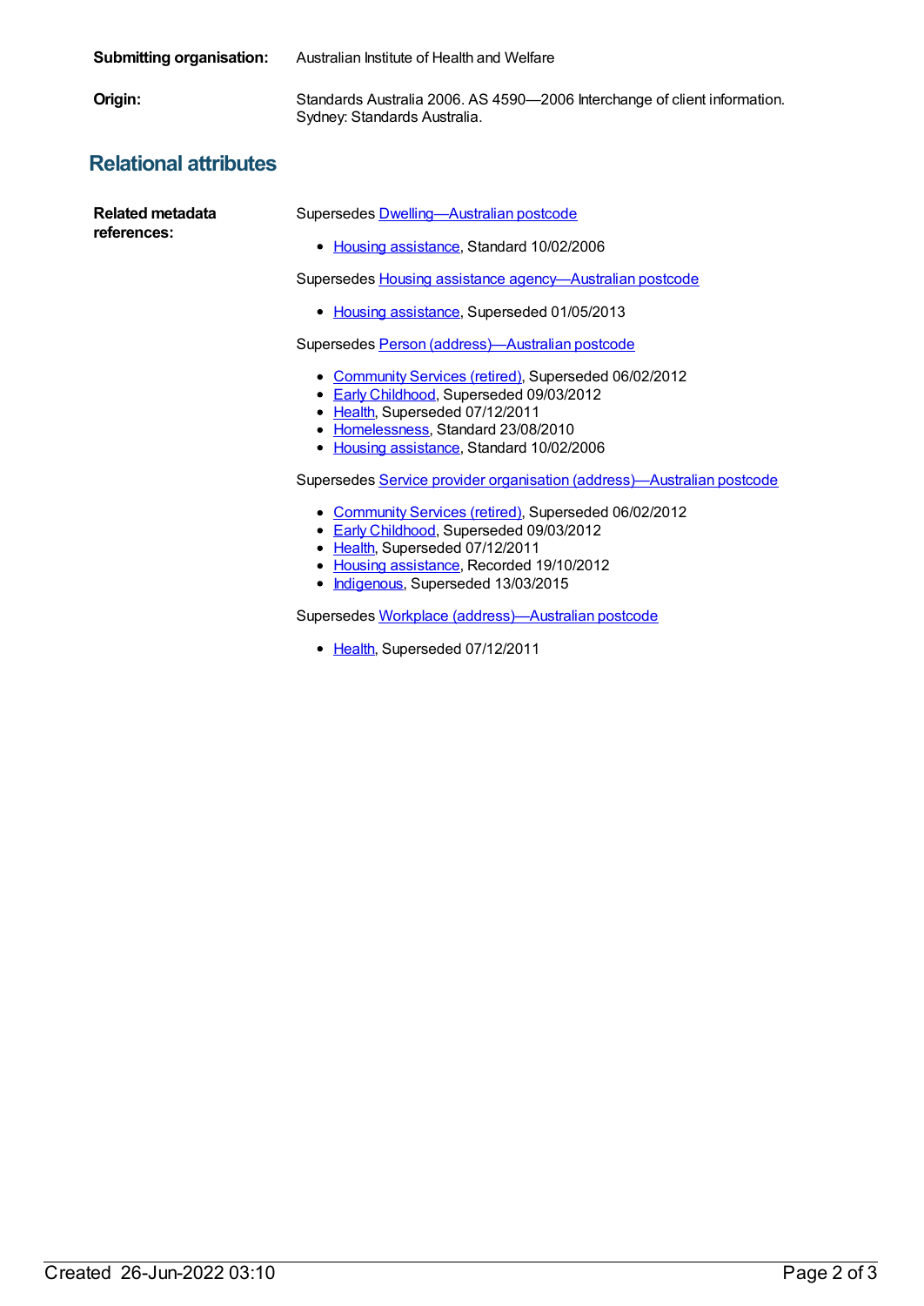**Submitting organisation:** Australian Institute of Health and Welfare

**Origin:** Standards Australia 2006. AS 4590—2006 Interchange of client information. Sydney: Standards Australia.

## Relational attributes

**Related metadata references:**

Supersedes Dwelling—Australian postcode

- Housing assistance, Standard 10/02/2006

Supersedes Housing assistance agency—Australian postcode

- Housing assistance, Superseded 01/05/2013

Supersedes Person (address)—Australian postcode

- Community Services (retired), Superseded 06/02/2012
- Early Childhood, Superseded 09/03/2012
- Health, Superseded 07/12/2011
- Homelessness, Standard 23/08/2010
- Housing assistance, Standard 10/02/2006

Supersedes Service provider organisation (address)—Australian postcode

- Community Services (retired), Superseded 06/02/2012
- Early Childhood, Superseded 09/03/2012
- Health, Superseded 07/12/2011
- Housing assistance, Recorded 19/10/2012
- Indigenous, Superseded 13/03/2015

Supersedes Workplace (address)—Australian postcode

- Health, Superseded 07/12/2011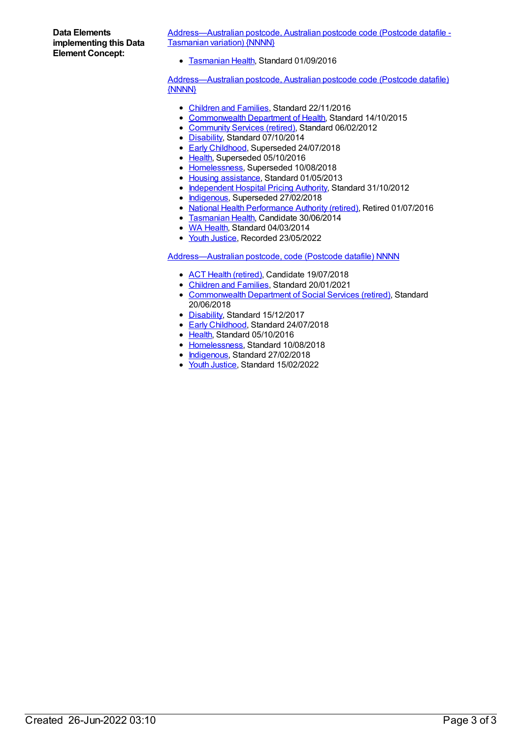**Data Elements implementing this Data Element Concept:**

Address—Australian postcode, Australian postcode code (Postcode datafile - Tasmanian variation) {NNNN}

- Tasmanian Health, Standard 01/09/2016

Address—Australian postcode, Australian postcode code (Postcode datafile) {NNNN}

- Children and Families, Standard 22/11/2016
- Commonwealth Department of Health, Standard 14/10/2015
- Community Services (retired), Standard 06/02/2012
- Disability, Standard 07/10/2014
- Early Childhood, Superseded 24/07/2018
- Health, Superseded 05/10/2016
- Homelessness, Superseded 10/08/2018
- Housing assistance, Standard 01/05/2013
- Independent Hospital Pricing Authority, Standard 31/10/2012
- Indigenous, Superseded 27/02/2018
- National Health Performance Authority (retired), Retired 01/07/2016
- Tasmanian Health, Candidate 30/06/2014
- WA Health, Standard 04/03/2014
- Youth Justice, Recorded 23/05/2022

Address—Australian postcode, code (Postcode datafile) NNNN

- ACT Health (retired), Candidate 19/07/2018
- Children and Families, Standard 20/01/2021
- Commonwealth Department of Social Services (retired), Standard 20/06/2018
- Disability, Standard 15/12/2017
- Early Childhood, Standard 24/07/2018
- Health, Standard 05/10/2016
- Homelessness, Standard 10/08/2018
- Indigenous, Standard 27/02/2018
- Youth Justice, Standard 15/02/2022